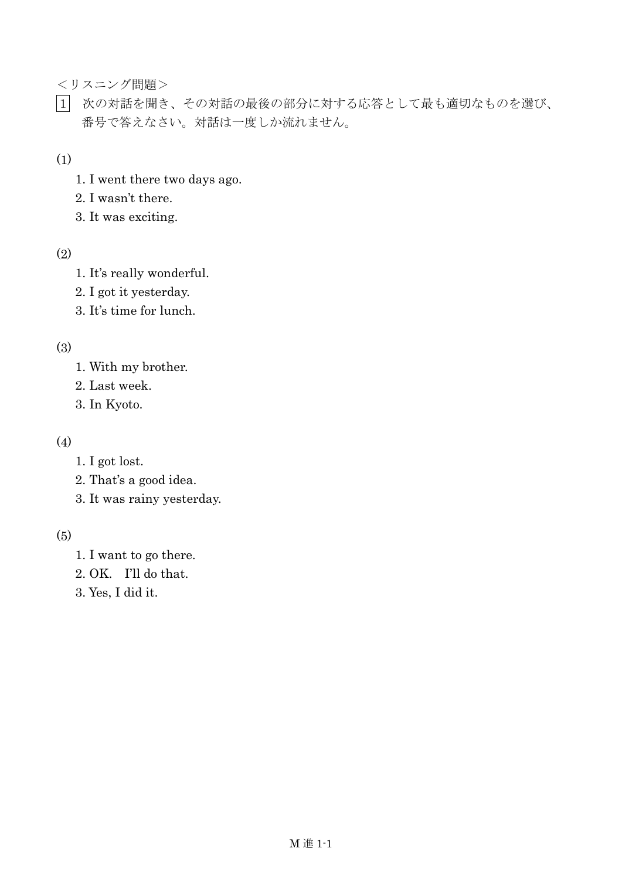＜リスニング問題＞

1　次の対話を聞き、その対話の最後の部分に対する応答として最も適切なものを選び、番号で答えなさい。対話は一度しか流れません。

(1)

1. I went there two days ago.
2. I wasn't there.
3. It was exciting.

(2)

1. It's really wonderful.
2. I got it yesterday.
3. It's time for lunch.

(3)

1. With my brother.
2. Last week.
3. In Kyoto.

(4)

1. I got lost.
2. That's a good idea.
3. It was rainy yesterday.

(5)

1. I want to go there.
2. OK.　I'll do that.
3. Yes, I did it.

M 進 1-1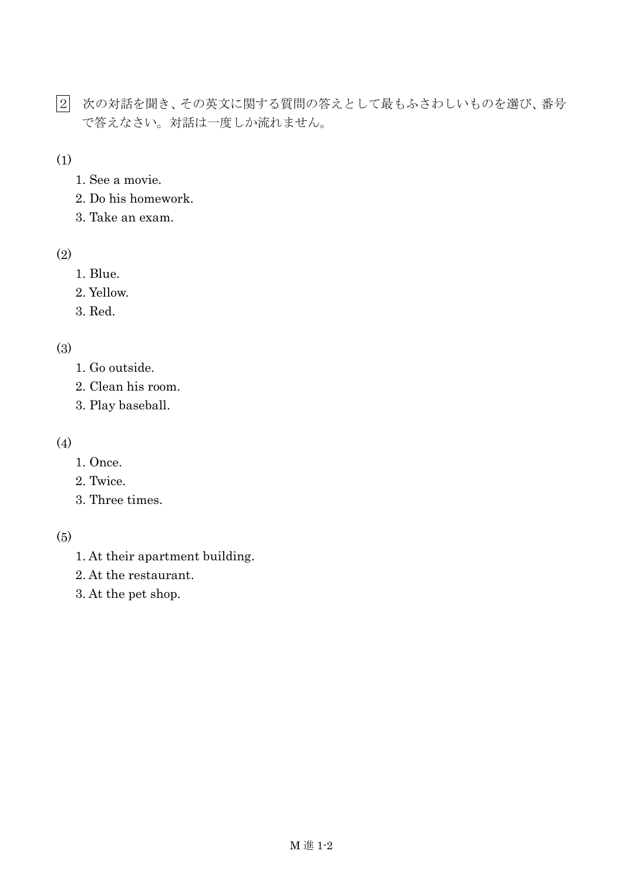2 次の対話を聞き、その英文に関する質問の答えとして最もふさわしいものを選び、番号で答えなさい。対話は一度しか流れません。

(1)

1. See a movie.
2. Do his homework.
3. Take an exam.

(2)

1. Blue.
2. Yellow.
3. Red.

(3)

1. Go outside.
2. Clean his room.
3. Play baseball.

(4)

1. Once.
2. Twice.
3. Three times.

(5)

1. At their apartment building.
2. At the restaurant.
3. At the pet shop.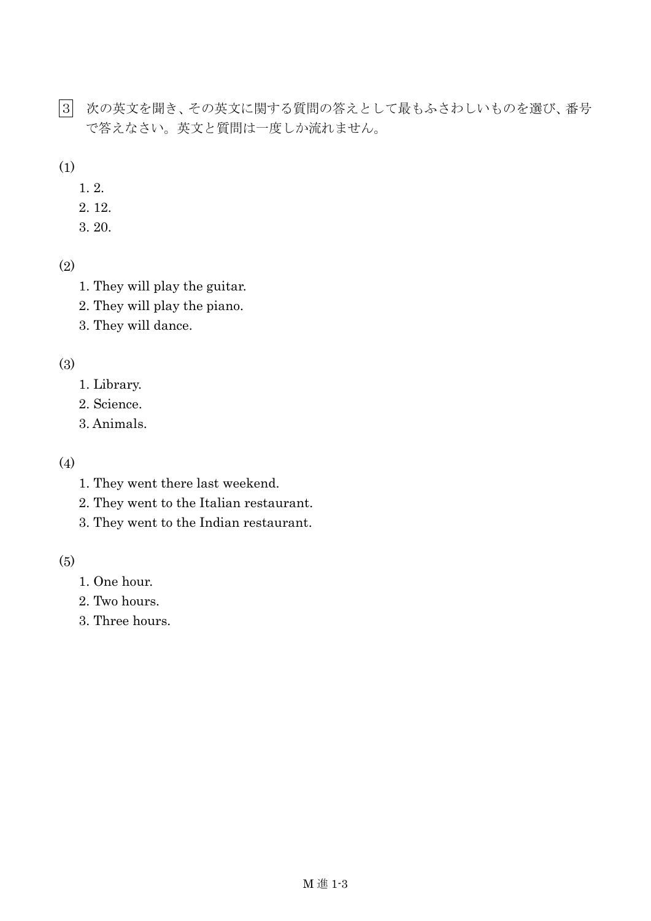3 次の英文を聞き、その英文に関する質問の答えとして最もふさわしいものを選び、番号で答えなさい。英文と質問は一度しか流れません。

(1)

1. 2.
2. 12.
3. 20.

(2)

1. They will play the guitar.
2. They will play the piano.
3. They will dance.

(3)

1. Library.
2. Science.
3. Animals.

(4)

1. They went there last weekend.
2. They went to the Italian restaurant.
3. They went to the Indian restaurant.

(5)

1. One hour.
2. Two hours.
3. Three hours.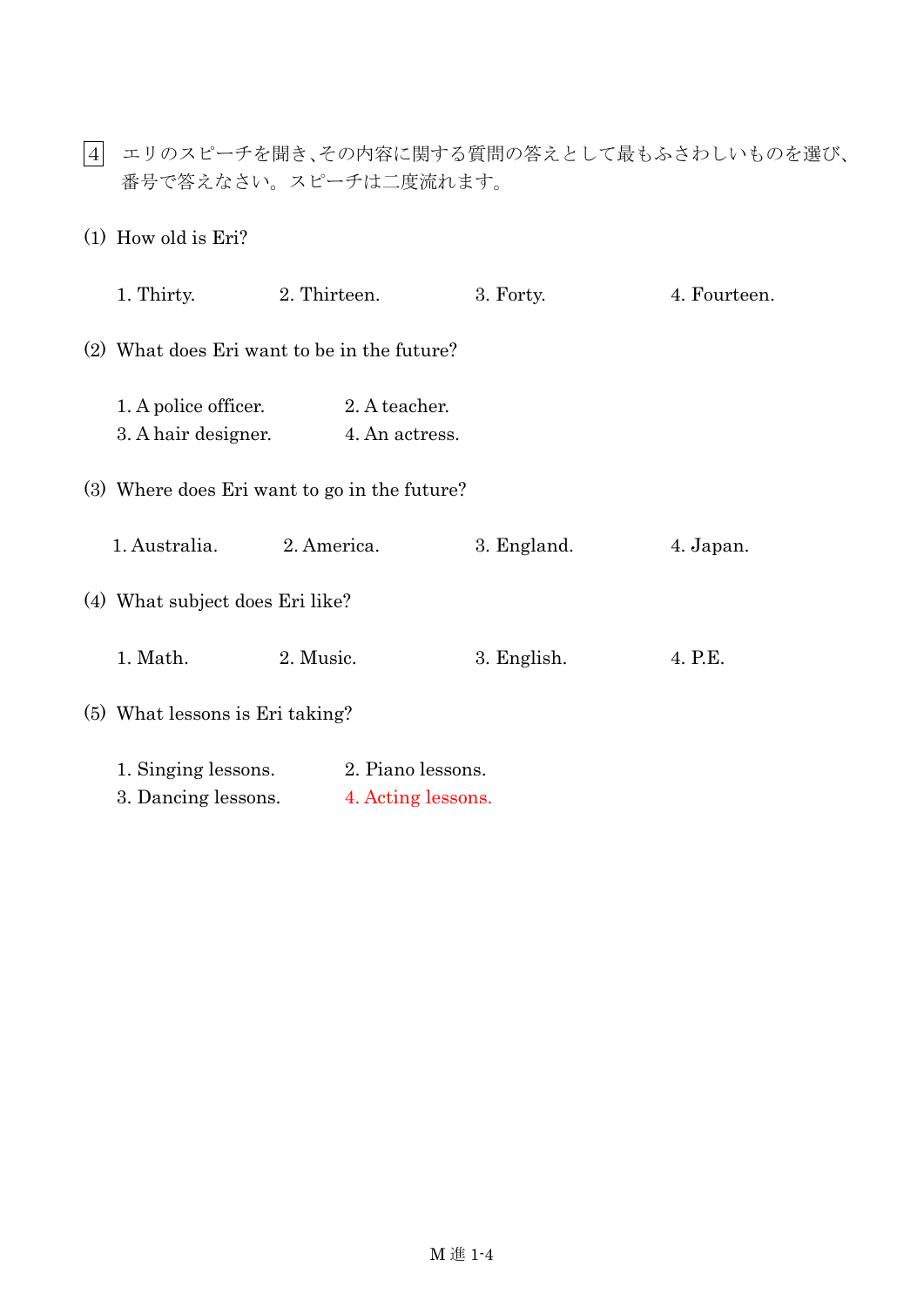4　エリのスピーチを聞き、その内容に関する質問の答えとして最も ふさわしいものを選び、番号で答えなさい。スピーチは二度流れます。

(1) How old is Eri?

1. Thirty.　　2. Thirteen.　　3. Forty.　　4. Fourteen.

(2) What does Eri want to be in the future?

1. A police officer.　　2. A teacher.
3. A hair designer.　　4. An actress.

(3) Where does Eri want to go in the future?

1. Australia.　　2. America.　　3. England.　　4. Japan.

(4) What subject does Eri like?

1. Math.　　2. Music.　　3. English.　　4. P.E.

(5) What lessons is Eri taking?

1. Singing lessons.　　2. Piano lessons.
3. Dancing lessons.　　4. Acting lessons.

M 進 1-4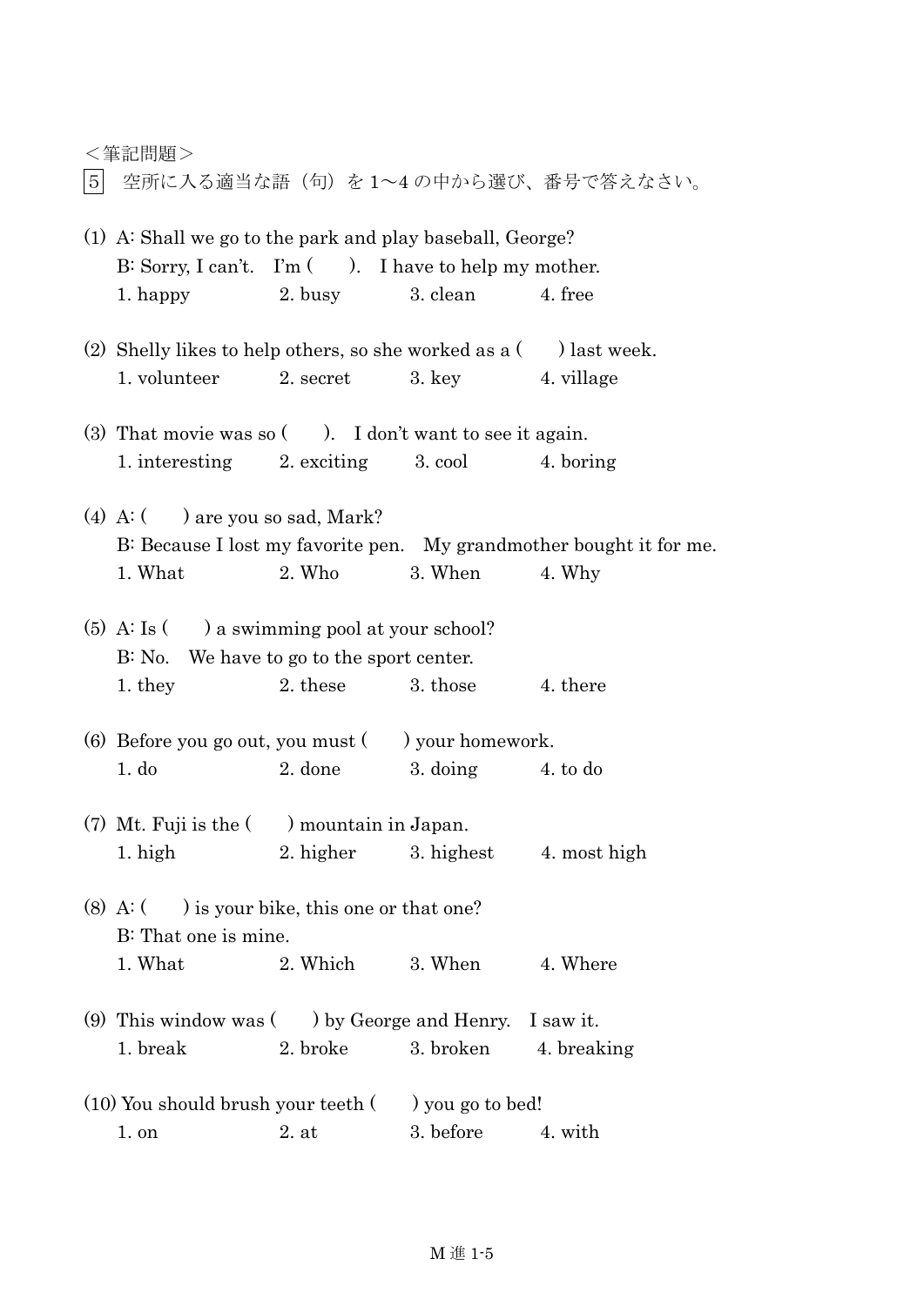＜筆記問題＞

5 空所に入る適当な語（句）を 1～4 の中から選び、番号で答えなさい。

(1) A: Shall we go to the park and play baseball, George?
B: Sorry, I can't. I'm ( ). I have to help my mother.
1. happy 2. busy 3. clean 4. free

(2) Shelly likes to help others, so she worked as a ( ) last week.
1. volunteer 2. secret 3. key 4. village

(3) That movie was so ( ). I don't want to see it again.
1. interesting 2. exciting 3. cool 4. boring

(4) A: ( ) are you so sad, Mark?
B: Because I lost my favorite pen. My grandmother bought it for me.
1. What 2. Who 3. When 4. Why

(5) A: Is ( ) a swimming pool at your school?
B: No. We have to go to the sport center.
1. they 2. these 3. those 4. there

(6) Before you go out, you must ( ) your homework.
1. do 2. done 3. doing 4. to do

(7) Mt. Fuji is the ( ) mountain in Japan.
1. high 2. higher 3. highest 4. most high

(8) A: ( ) is your bike, this one or that one?
B: That one is mine.
1. What 2. Which 3. When 4. Where

(9) This window was ( ) by George and Henry. I saw it.
1. break 2. broke 3. broken 4. breaking

(10) You should brush your teeth ( ) you go to bed!
1. on 2. at 3. before 4. with

M 進 1-5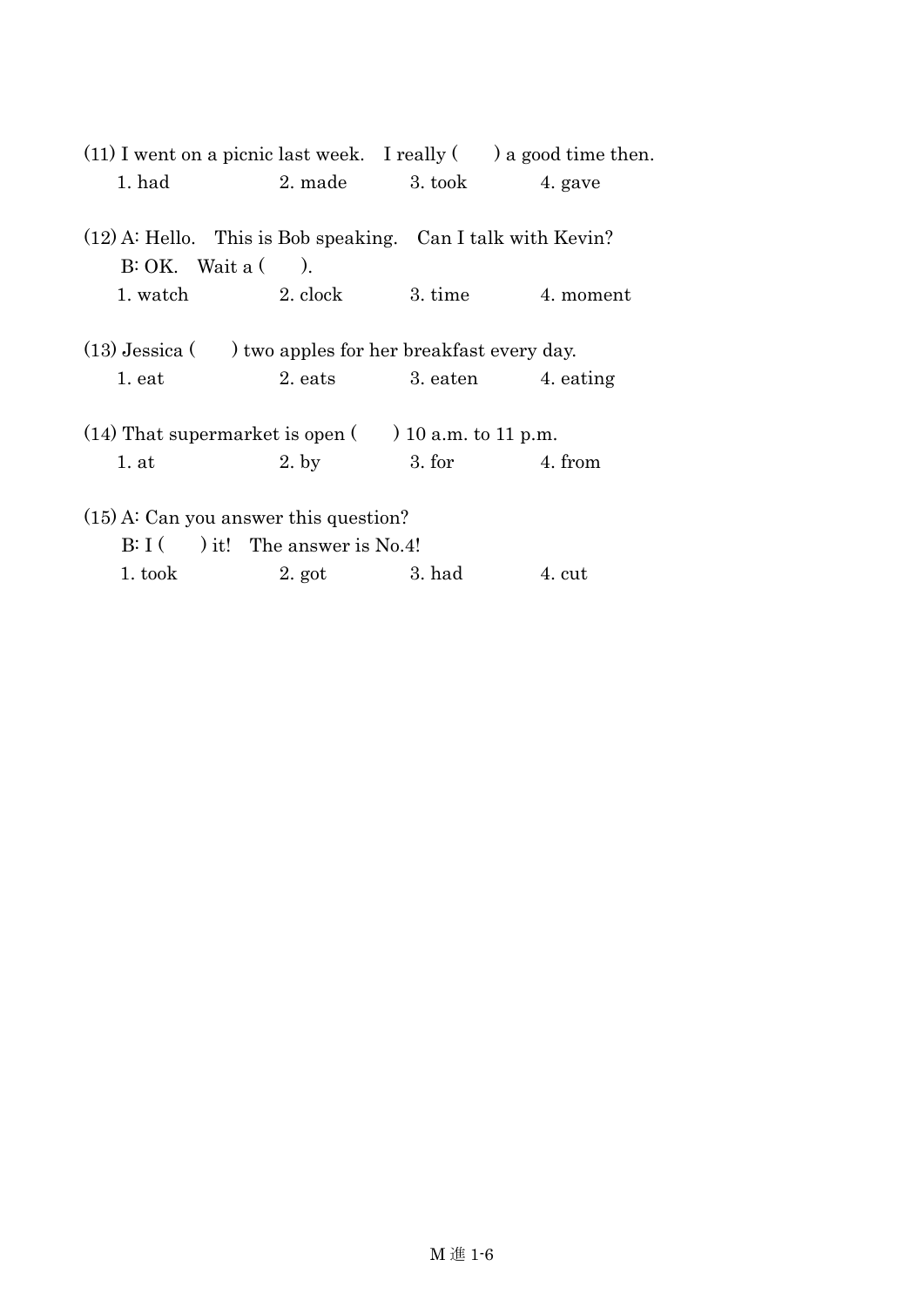(11) I went on a picnic last week.　I really (　　) a good time then.

1. had　　2. made　　3. took　　4. gave

(12) A: Hello.　This is Bob speaking.　Can I talk with Kevin?

B: OK.　Wait a (　　).

1. watch　　2. clock　　3. time　　4. moment

(13) Jessica (　　) two apples for her breakfast every day.

1. eat　　2. eats　　3. eaten　　4. eating

(14) That supermarket is open (　　) 10 a.m. to 11 p.m.

1. at　　2. by　　3. for　　4. from

(15) A: Can you answer this question?

B: I (　　) it!　The answer is No.4!

1. took　　2. got　　3. had　　4. cut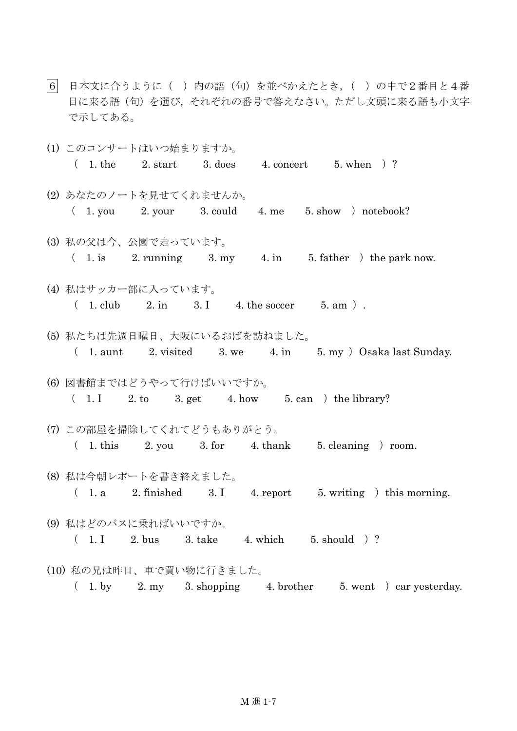6 日本文に合うように（ ）内の語（句）を並べかえたとき，（ ）の中で２番目と４番目に来る語（句）を選び，それぞれの番号で答えなさい。ただし文頭に来る語も小文字で示してある。

(1) このコンサートはいつ始まりますか。
（ 1. the 2. start 3. does 4. concert 5. when ）?

(2) あなたのノートを見せてくれませんか。
（ 1. you 2. your 3. could 4. me 5. show ）notebook?

(3) 私の父は今、公園で走っています。
（ 1. is 2. running 3. my 4. in 5. father ）the park now.

(4) 私はサッカー部に入っています。
（ 1. club 2. in 3. I 4. the soccer 5. am ）.

(5) 私たちは先週日曜日、大阪にいるおばを訪ねました。
（ 1. aunt 2. visited 3. we 4. in 5. my ）Osaka last Sunday.

(6) 図書館まではどうやって行けばいいですか。
（ 1. I 2. to 3. get 4. how 5. can ）the library?

(7) この部屋を掃除してくれてどうもありがとう。
（ 1. this 2. you 3. for 4. thank 5. cleaning ）room.

(8) 私は今朝レポートを書き終えました。
（ 1. a 2. finished 3. I 4. report 5. writing ）this morning.

(9) 私はどのバスに乗ればいいですか。
（ 1. I 2. bus 3. take 4. which 5. should ）?

(10) 私の兄は昨日、車で買い物に行きました。
（ 1. by 2. my 3. shopping 4. brother 5. went ）car yesterday.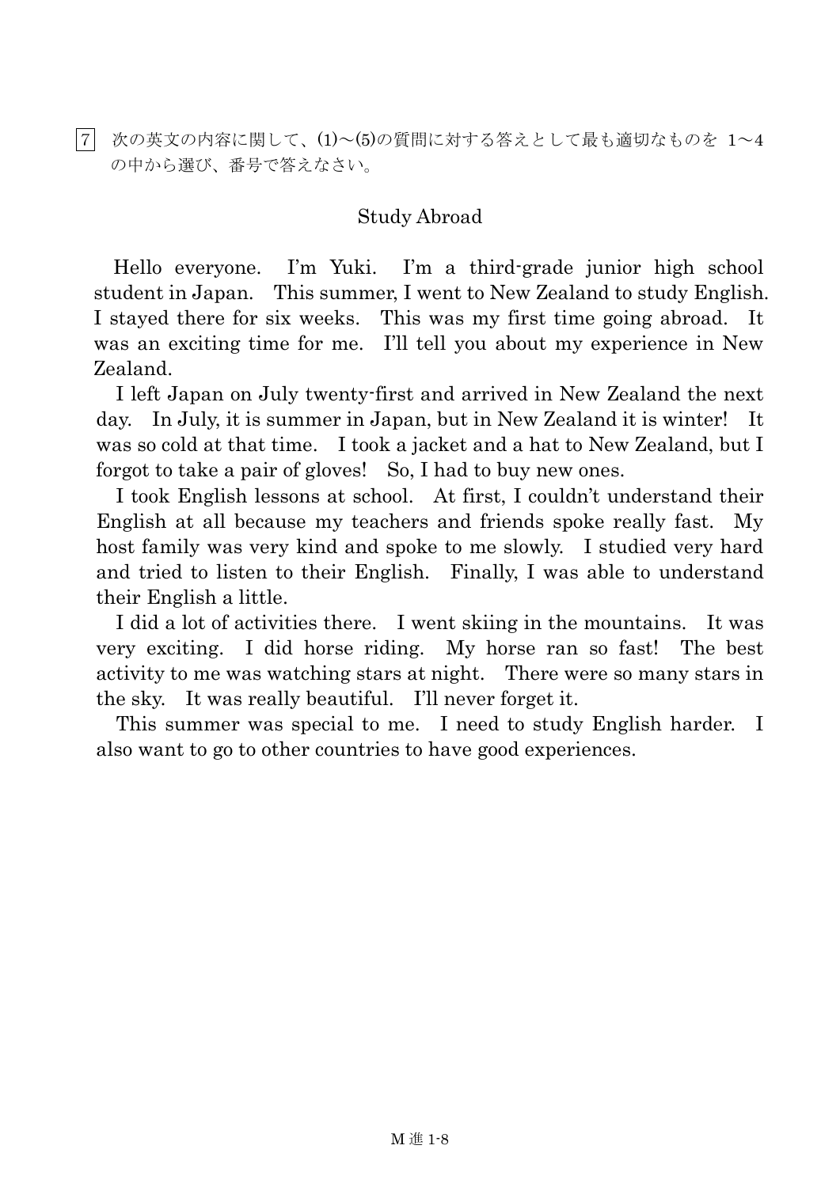7 次の英文の内容に関して、(1)～(5)の質問に対する答えとして最も適切なものを 1～4 の中から選び、番号で答えなさい。

## Study Abroad

Hello everyone. I'm Yuki. I'm a third-grade junior high school student in Japan. This summer, I went to New Zealand to study English. I stayed there for six weeks. This was my first time going abroad. It was an exciting time for me. I'll tell you about my experience in New Zealand.

I left Japan on July twenty-first and arrived in New Zealand the next day. In July, it is summer in Japan, but in New Zealand it is winter! It was so cold at that time. I took a jacket and a hat to New Zealand, but I forgot to take a pair of gloves! So, I had to buy new ones.

I took English lessons at school. At first, I couldn't understand their English at all because my teachers and friends spoke really fast. My host family was very kind and spoke to me slowly. I studied very hard and tried to listen to their English. Finally, I was able to understand their English a little.

I did a lot of activities there. I went skiing in the mountains. It was very exciting. I did horse riding. My horse ran so fast! The best activity to me was watching stars at night. There were so many stars in the sky. It was really beautiful. I'll never forget it.

This summer was special to me. I need to study English harder. I also want to go to other countries to have good experiences.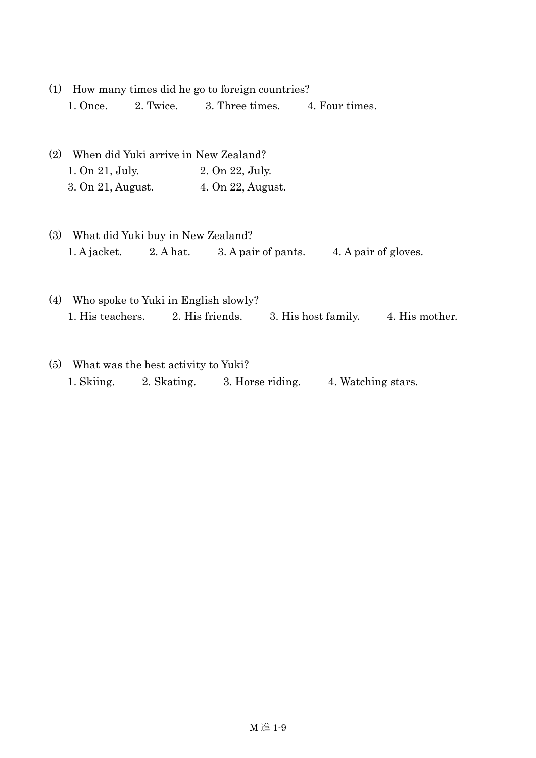(1) How many times did he go to foreign countries?

1. Once. 2. Twice. 3. Three times. 4. Four times.

(2) When did Yuki arrive in New Zealand?

1. On 21, July. 2. On 22, July.

3. On 21, August. 4. On 22, August.

(3) What did Yuki buy in New Zealand?

1. A jacket. 2. A hat. 3. A pair of pants. 4. A pair of gloves.

(4) Who spoke to Yuki in English slowly?

1. His teachers. 2. His friends. 3. His host family. 4. His mother.

(5) What was the best activity to Yuki?

1. Skiing. 2. Skating. 3. Horse riding. 4. Watching stars.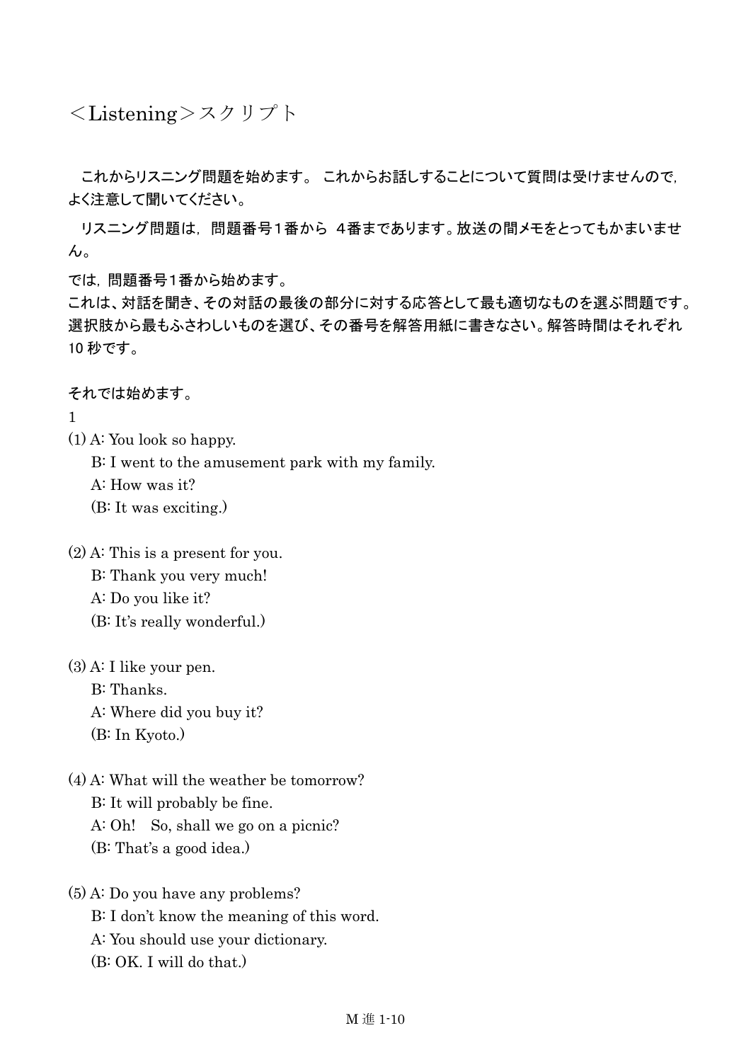# ＜Listening＞スクリプト

これからリスニング問題を始めます。 これからお話しすることについて質問は受けませんので，よく注意して聞いてください。

リスニング問題は，問題番号1番から 4番まであります。放送の間メモをとってもかまいません。

では，問題番号1番から始めます。
これは、対話を聞き、その対話の最後の部分に対する応答として最も適切なものを選ぶ問題です。選択肢から最もふさわしいものを選び、その番号を解答用紙に書きなさい。解答時間はそれぞれ 10 秒です。

それでは始めます。

1

(1) A: You look so happy.
B: I went to the amusement park with my family.
A: How was it?
(B: It was exciting.)

(2) A: This is a present for you.
B: Thank you very much!
A: Do you like it?
(B: It's really wonderful.)

(3) A: I like your pen.
B: Thanks.
A: Where did you buy it?
(B: In Kyoto.)

(4) A: What will the weather be tomorrow?
B: It will probably be fine.
A: Oh!　So, shall we go on a picnic?
(B: That's a good idea.)

(5) A: Do you have any problems?
B: I don't know the meaning of this word.
A: You should use your dictionary.
(B: OK. I will do that.)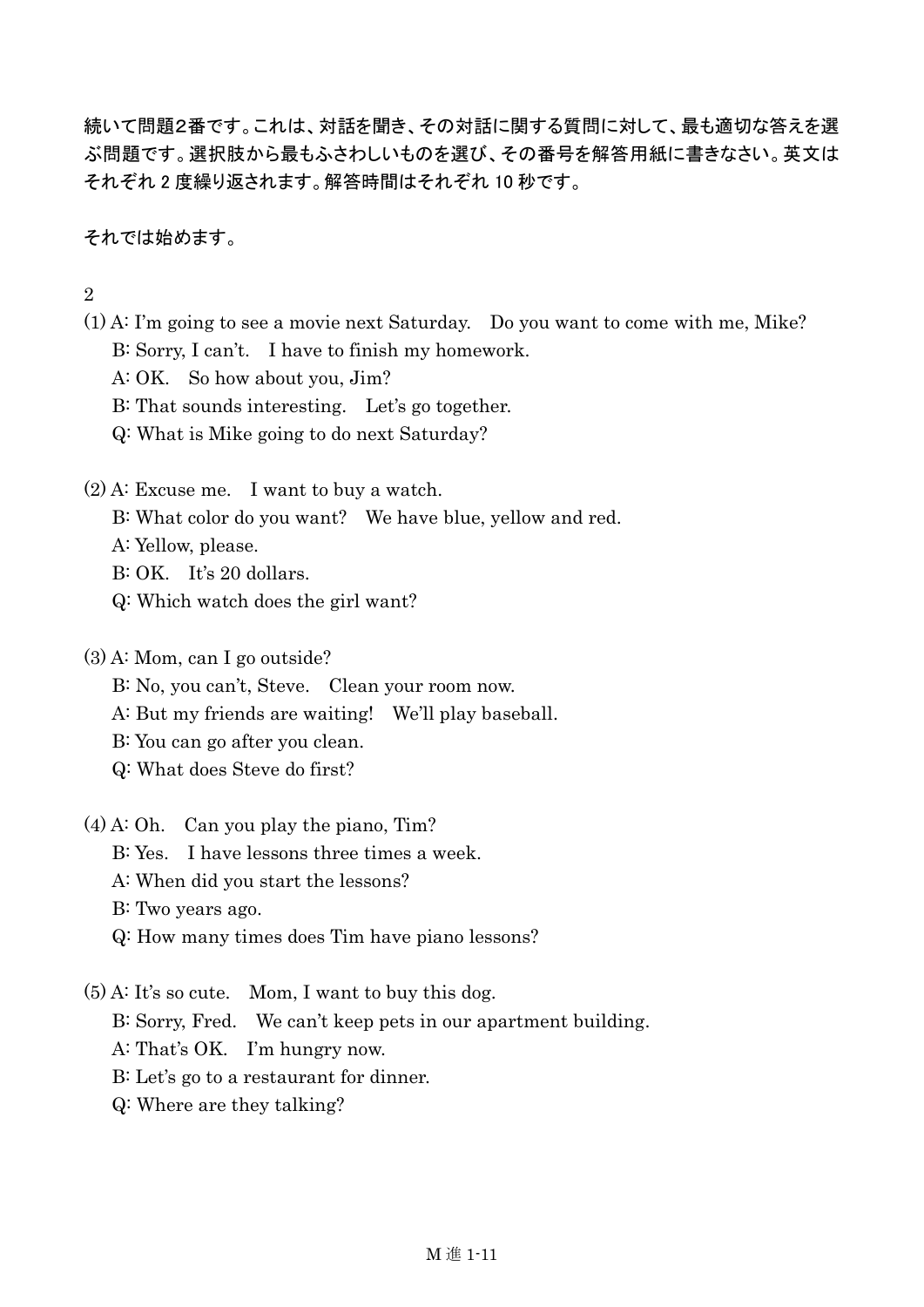続いて問題2番です。これは、対話を聞き、その対話に関する質問に対して、最も適切な答えを選ぶ問題です。選択肢から最もふさわしいものを選び、その番号を解答用紙に書きなさい。英文はそれぞれ 2 度繰り返されます。解答時間はそれぞれ 10 秒です。

それでは始めます。

2

(1) A: I'm going to see a movie next Saturday.　Do you want to come with me, Mike?
　B: Sorry, I can't.　I have to finish my homework.
　A: OK.　So how about you, Jim?
　B: That sounds interesting.　Let's go together.
　Q: What is Mike going to do next Saturday?

(2) A: Excuse me.　I want to buy a watch.
　B: What color do you want?　We have blue, yellow and red.
　A: Yellow, please.
　B: OK.　It's 20 dollars.
　Q: Which watch does the girl want?

(3) A: Mom, can I go outside?
　B: No, you can't, Steve.　Clean your room now.
　A: But my friends are waiting!　We'll play baseball.
　B: You can go after you clean.
　Q: What does Steve do first?

(4) A: Oh.　Can you play the piano, Tim?
　B: Yes.　I have lessons three times a week.
　A: When did you start the lessons?
　B: Two years ago.
　Q: How many times does Tim have piano lessons?

(5) A: It's so cute.　Mom, I want to buy this dog.
　B: Sorry, Fred.　We can't keep pets in our apartment building.
　A: That's OK.　I'm hungry now.
　B: Let's go to a restaurant for dinner.
　Q: Where are they talking?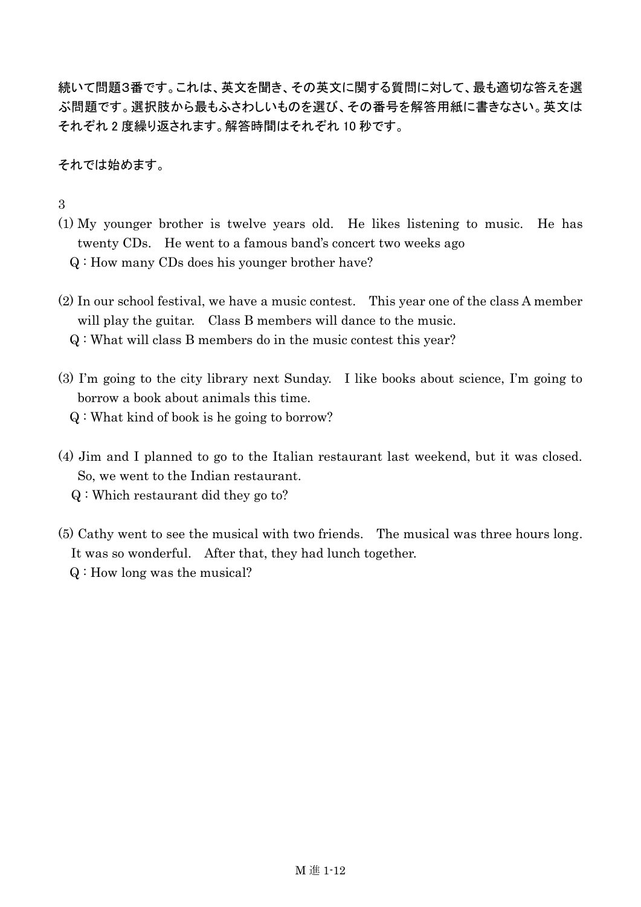続いて問題3番です。これは、英文を聞き、その英文に関する質問に対して、最も適切な答えを選ぶ問題です。選択肢から最もふさわしいものを選び、その番号を解答用紙に書きなさい。英文はそれぞれ 2 度繰り返されます。解答時間はそれぞれ 10 秒です。

それでは始めます。

3

(1) My younger brother is twelve years old. He likes listening to music. He has twenty CDs. He went to a famous band's concert two weeks ago

Q : How many CDs does his younger brother have?

(2) In our school festival, we have a music contest. This year one of the class A member will play the guitar. Class B members will dance to the music.

Q : What will class B members do in the music contest this year?

(3) I'm going to the city library next Sunday. I like books about science, I'm going to borrow a book about animals this time.

Q : What kind of book is he going to borrow?

(4) Jim and I planned to go to the Italian restaurant last weekend, but it was closed. So, we went to the Indian restaurant.

Q : Which restaurant did they go to?

(5) Cathy went to see the musical with two friends. The musical was three hours long. It was so wonderful. After that, they had lunch together.

Q : How long was the musical?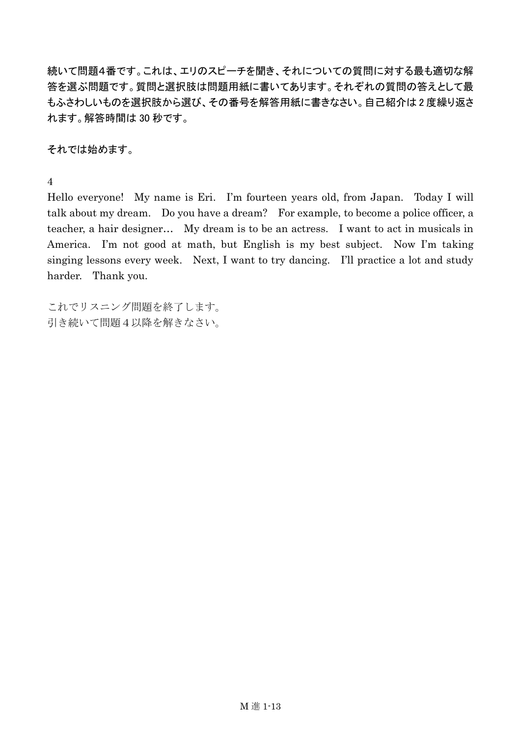続いて問題4番です。これは、エリのスピーチを聞き、それについての質問に対する最も適切な解答を選ぶ問題です。質問と選択肢は問題用紙に書いてあります。それぞれの質問の答えとして最もふさわしいものを選択肢から選び、その番号を解答用紙に書きなさい。自己紹介は 2 度繰り返されます。解答時間は 30 秒です。

それでは始めます。

4

Hello everyone! My name is Eri. I'm fourteen years old, from Japan. Today I will talk about my dream. Do you have a dream? For example, to become a police officer, a teacher, a hair designer… My dream is to be an actress. I want to act in musicals in America. I'm not good at math, but English is my best subject. Now I'm taking singing lessons every week. Next, I want to try dancing. I'll practice a lot and study harder. Thank you.

これでリスニング問題を終了します。
引き続いて問題４以降を解きなさい。